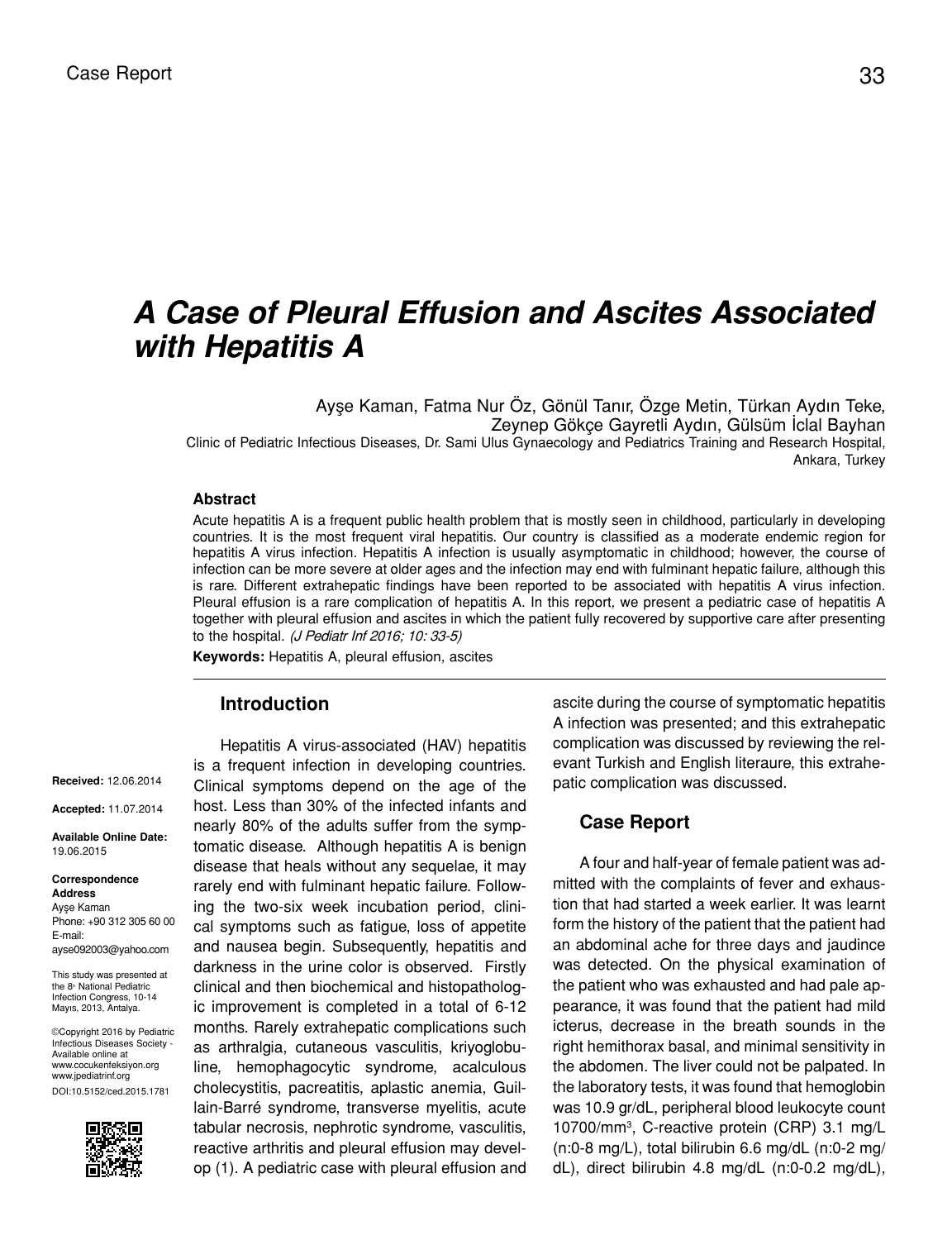Case Report

# A Case of Pleural Effusion and Ascites Associated with Hepatitis A

Ayşe Kaman, Fatma Nur Öz, Gönül Tanır, Özge Metin, Türkan Aydın Teke, Zeynep Gökçe Gayretli Aydın, Gülsüm İclal Bayhan

Clinic of Pediatric Infectious Diseases, Dr. Sami Ulus Gynaecology and Pediatrics Training and Research Hospital, Ankara, Turkey

### Abstract

Acute hepatitis A is a frequent public health problem that is mostly seen in childhood, particularly in developing countries. It is the most frequent viral hepatitis. Our country is classified as a moderate endemic region for hepatitis A virus infection. Hepatitis A infection is usually asymptomatic in childhood; however, the course of infection can be more severe at older ages and the infection may end with fulminant hepatic failure, although this is rare. Different extrahepatic findings have been reported to be associated with hepatitis A virus infection. Pleural effusion is a rare complication of hepatitis A. In this report, we present a pediatric case of hepatitis A together with pleural effusion and ascites in which the patient fully recovered by supportive care after presenting to the hospital. *(J Pediatr Inf 2016; 10: 33-5)*

**Keywords:** Hepatitis A, pleural effusion, ascites

**Received:** 12.06.2014

**Accepted:** 11.07.2014

**Available Online Date:** 19.06.2015

**Correspondence Address**
Ayşe Kaman
Phone: +90 312 305 60 00
E-mail: ayse092003@yahoo.com

This study was presented at the 8th National Pediatric Infection Congress, 10-14 Mayıs, 2013, Antalya.

©Copyright 2016 by Pediatric Infectious Diseases Society - Available online at www.cocukenfeksiyon.org www.jpediatrinf.org

DOI:10.5152/ced.2015.1781

## Introduction

Hepatitis A virus-associated (HAV) hepatitis is a frequent infection in developing countries. Clinical symptoms depend on the age of the host. Less than 30% of the infected infants and nearly 80% of the adults suffer from the symptomatic disease. Although hepatitis A is benign disease that heals without any sequelae, it may rarely end with fulminant hepatic failure. Following the two-six week incubation period, clinical symptoms such as fatigue, loss of appetite and nausea begin. Subsequently, hepatitis and darkness in the urine color is observed. Firstly clinical and then biochemical and histopathologic improvement is completed in a total of 6-12 months. Rarely extrahepatic complications such as arthralgia, cutaneous vasculitis, kriyoglobuline, hemophagocytic syndrome, acalculous cholecystitis, pacreatitis, aplastic anemia, Guillain-Barré syndrome, transverse myelitis, acute tabular necrosis, nephrotic syndrome, vasculitis, reactive arthritis and pleural effusion may develop (1). A pediatric case with pleural effusion and ascite during the course of symptomatic hepatitis A infection was presented; and this extrahepatic complication was discussed by reviewing the relevant Turkish and English literaure, this extrahepatic complication was discussed.

## Case Report

A four and half-year of female patient was admitted with the complaints of fever and exhaustion that had started a week earlier. It was learnt form the history of the patient that the patient had an abdominal ache for three days and jaudince was detected. On the physical examination of the patient who was exhausted and had pale appearance, it was found that the patient had mild icterus, decrease in the breath sounds in the right hemithorax basal, and minimal sensitivity in the abdomen. The liver could not be palpated. In the laboratory tests, it was found that hemoglobin was 10.9 gr/dL, peripheral blood leukocyte count 10700/mm$^3$, C-reactive protein (CRP) 3.1 mg/L (n:0-8 mg/L), total bilirubin 6.6 mg/dL (n:0-2 mg/dL), direct bilirubin 4.8 mg/dL (n:0-0.2 mg/dL),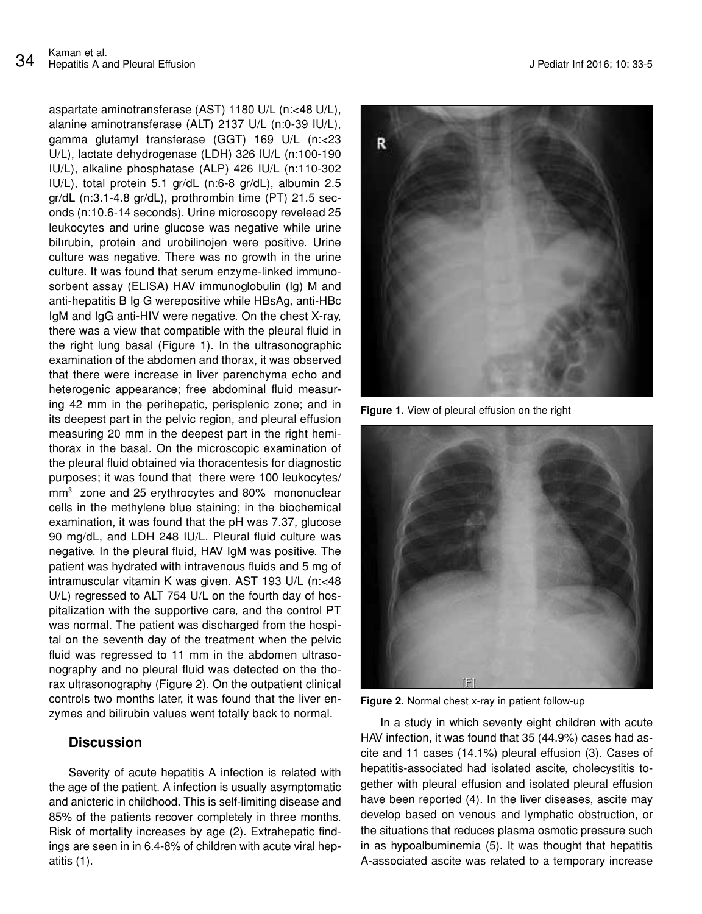aspartate aminotransferase (AST) 1180 U/L (n:<48 U/L), alanine aminotransferase (ALT) 2137 U/L (n:0-39 IU/L), gamma glutamyl transferase (GGT) 169 U/L (n:<23 U/L), lactate dehydrogenase (LDH) 326 IU/L (n:100-190 IU/L), alkaline phosphatase (ALP) 426 IU/L (n:110-302 IU/L), total protein 5.1 gr/dL (n:6-8 gr/dL), albumin 2.5 gr/dL (n:3.1-4.8 gr/dL), prothrombin time (PT) 21.5 seconds (n:10.6-14 seconds). Urine microscopy revelead 25 leukocytes and urine glucose was negative while urine bilırubin, protein and urobilinojen were positive. Urine culture was negative. There was no growth in the urine culture. It was found that serum enzyme-linked immunosorbent assay (ELISA) HAV immunoglobulin (Ig) M and anti-hepatitis B Ig G werepositive while HBsAg, anti-HBc IgM and IgG anti-HIV were negative. On the chest X-ray, there was a view that compatible with the pleural fluid in the right lung basal (Figure 1). In the ultrasonographic examination of the abdomen and thorax, it was observed that there were increase in liver parenchyma echo and heterogenic appearance; free abdominal fluid measuring 42 mm in the perihepatic, perisplenic zone; and in its deepest part in the pelvic region, and pleural effusion measuring 20 mm in the deepest part in the right hemithorax in the basal. On the microscopic examination of the pleural fluid obtained via thoracentesis for diagnostic purposes; it was found that there were 100 leukocytes/mm$^3$ zone and 25 erythrocytes and 80% mononuclear cells in the methylene blue staining; in the biochemical examination, it was found that the pH was 7.37, glucose 90 mg/dL, and LDH 248 IU/L. Pleural fluid culture was negative. In the pleural fluid, HAV IgM was positive. The patient was hydrated with intravenous fluids and 5 mg of intramuscular vitamin K was given. AST 193 U/L (n:<48 U/L) regressed to ALT 754 U/L on the fourth day of hospitalization with the supportive care, and the control PT was normal. The patient was discharged from the hospital on the seventh day of the treatment when the pelvic fluid was regressed to 11 mm in the abdomen ultrasonography and no pleural fluid was detected on the thorax ultrasonography (Figure 2). On the outpatient clinical controls two months later, it was found that the liver enzymes and bilirubin values went totally back to normal.

**Figure 1.** View of pleural effusion on the right

**Figure 2.** Normal chest x-ray in patient follow-up

## Discussion

Severity of acute hepatitis A infection is related with the age of the patient. A infection is usually asymptomatic and anicteric in childhood. This is self-limiting disease and 85% of the patients recover completely in three months. Risk of mortality increases by age (2). Extrahepatic findings are seen in in 6.4-8% of children with acute viral hepatitis (1).

In a study in which seventy eight children with acute HAV infection, it was found that 35 (44.9%) cases had ascite and 11 cases (14.1%) pleural effusion (3). Cases of hepatitis-associated had isolated ascite, cholecystitis together with pleural effusion and isolated pleural effusion have been reported (4). In the liver diseases, ascite may develop based on venous and lymphatic obstruction, or the situations that reduces plasma osmotic pressure such in as hypoalbuminemia (5). It was thought that hepatitis A-associated ascite was related to a temporary increase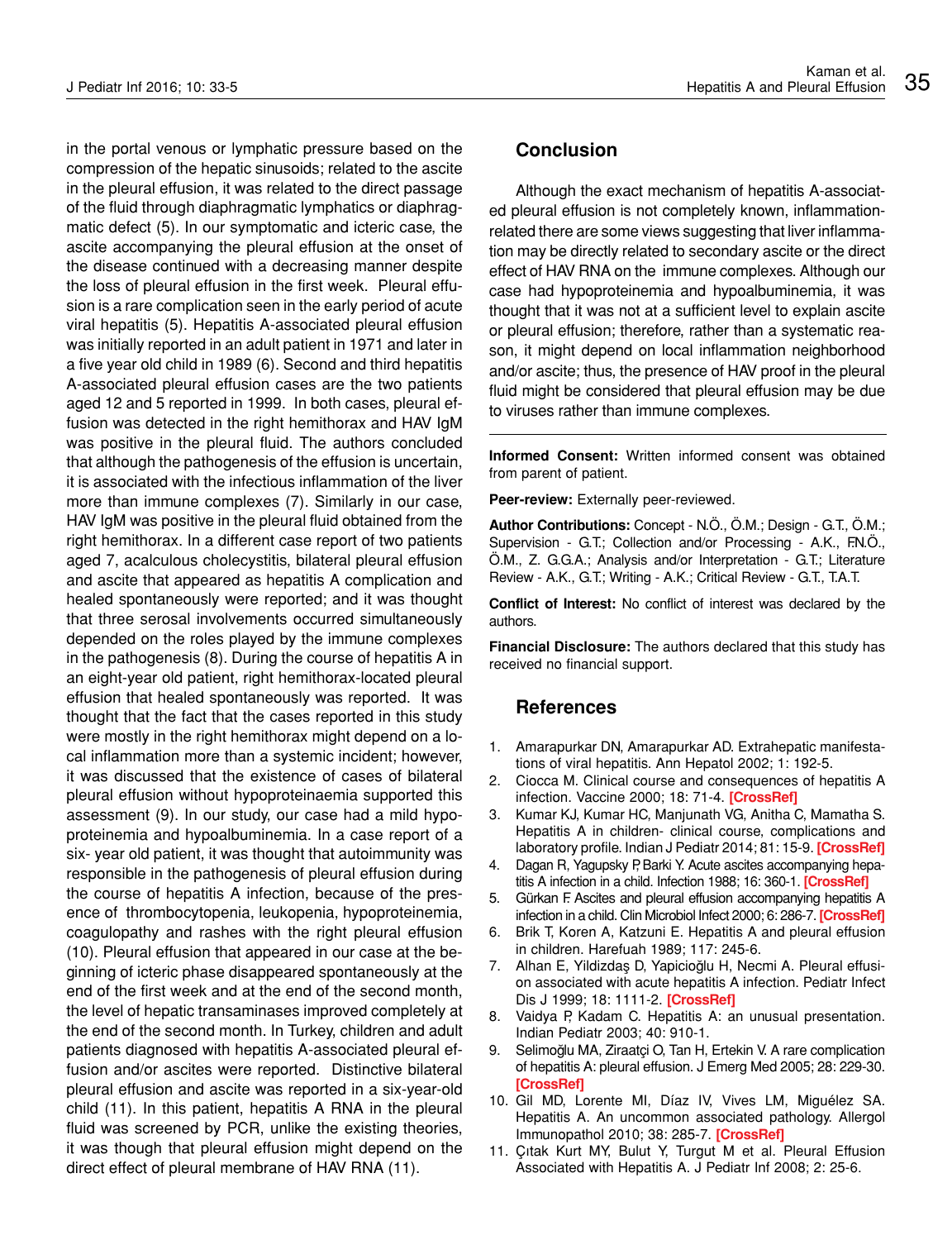in the portal venous or lymphatic pressure based on the compression of the hepatic sinusoids; related to the ascite in the pleural effusion, it was related to the direct passage of the fluid through diaphragmatic lymphatics or diaphragmatic defect (5). In our symptomatic and icteric case, the ascite accompanying the pleural effusion at the onset of the disease continued with a decreasing manner despite the loss of pleural effusion in the first week. Pleural effusion is a rare complication seen in the early period of acute viral hepatitis (5). Hepatitis A-associated pleural effusion was initially reported in an adult patient in 1971 and later in a five year old child in 1989 (6). Second and third hepatitis A-associated pleural effusion cases are the two patients aged 12 and 5 reported in 1999. In both cases, pleural effusion was detected in the right hemithorax and HAV IgM was positive in the pleural fluid. The authors concluded that although the pathogenesis of the effusion is uncertain, it is associated with the infectious inflammation of the liver more than immune complexes (7). Similarly in our case, HAV IgM was positive in the pleural fluid obtained from the right hemithorax. In a different case report of two patients aged 7, acalculous cholecystitis, bilateral pleural effusion and ascite that appeared as hepatitis A complication and healed spontaneously were reported; and it was thought that three serosal involvements occurred simultaneously depended on the roles played by the immune complexes in the pathogenesis (8). During the course of hepatitis A in an eight-year old patient, right hemithorax-located pleural effusion that healed spontaneously was reported. It was thought that the fact that the cases reported in this study were mostly in the right hemithorax might depend on a local inflammation more than a systemic incident; however, it was discussed that the existence of cases of bilateral pleural effusion without hypoproteinaemia supported this assessment (9). In our study, our case had a mild hypoproteinemia and hypoalbuminemia. In a case report of a six- year old patient, it was thought that autoimmunity was responsible in the pathogenesis of pleural effusion during the course of hepatitis A infection, because of the presence of thrombocytopenia, leukopenia, hypoproteinemia, coagulopathy and rashes with the right pleural effusion (10). Pleural effusion that appeared in our case at the beginning of icteric phase disappeared spontaneously at the end of the first week and at the end of the second month, the level of hepatic transaminases improved completely at the end of the second month. In Turkey, children and adult patients diagnosed with hepatitis A-associated pleural effusion and/or ascites were reported. Distinctive bilateral pleural effusion and ascite was reported in a six-year-old child (11). In this patient, hepatitis A RNA in the pleural fluid was screened by PCR, unlike the existing theories, it was though that pleural effusion might depend on the direct effect of pleural membrane of HAV RNA (11).

## Conclusion

Although the exact mechanism of hepatitis A-associated pleural effusion is not completely known, inflammation-related there are some views suggesting that liver inflammation may be directly related to secondary ascite or the direct effect of HAV RNA on the immune complexes. Although our case had hypoproteinemia and hypoalbuminemia, it was thought that it was not at a sufficient level to explain ascite or pleural effusion; therefore, rather than a systematic reason, it might depend on local inflammation neighborhood and/or ascite; thus, the presence of HAV proof in the pleural fluid might be considered that pleural effusion may be due to viruses rather than immune complexes.

---

**Informed Consent:** Written informed consent was obtained from parent of patient.

**Peer-review:** Externally peer-reviewed.

**Author Contributions:** Concept - N.Ö., Ö.M.; Design - G.T., Ö.M.; Supervision - G.T.; Collection and/or Processing - A.K., F.N.Ö., Ö.M., Z. G.G.A.; Analysis and/or Interpretation - G.T.; Literature Review - A.K., G.T.; Writing - A.K.; Critical Review - G.T., T.A.T.

**Conflict of Interest:** No conflict of interest was declared by the authors.

**Financial Disclosure:** The authors declared that this study has received no financial support.

## References

1. Amarapurkar DN, Amarapurkar AD. Extrahepatic manifestations of viral hepatitis. Ann Hepatol 2002; 1: 192-5.
2. Ciocca M. Clinical course and consequences of hepatitis A infection. Vaccine 2000; 18: 71-4. [CrossRef]
3. Kumar KJ, Kumar HC, Manjunath VG, Anitha C, Mamatha S. Hepatitis A in children- clinical course, complications and laboratory profile. Indian J Pediatr 2014; 81: 15-9. [CrossRef]
4. Dagan R, Yagupsky P, Barki Y. Acute ascites accompanying hepatitis A infection in a child. Infection 1988; 16: 360-1. [CrossRef]
5. Gürkan F. Ascites and pleural effusion accompanying hepatitis A infection in a child. Clin Microbiol Infect 2000; 6: 286-7. [CrossRef]
6. Brik T, Koren A, Katzuni E. Hepatitis A and pleural effusion in children. Harefuah 1989; 117: 245-6.
7. Alhan E, Yildizdaş D, Yapicioğlu H, Necmi A. Pleural effusion associated with acute hepatitis A infection. Pediatr Infect Dis J 1999; 18: 1111-2. [CrossRef]
8. Vaidya P, Kadam C. Hepatitis A: an unusual presentation. Indian Pediatr 2003; 40: 910-1.
9. Selimoğlu MA, Ziraatçi O, Tan H, Ertekin V. A rare complication of hepatitis A: pleural effusion. J Emerg Med 2005; 28: 229-30. [CrossRef]
10. Gil MD, Lorente MI, Díaz IV, Vives LM, Miguélez SA. Hepatitis A. An uncommon associated pathology. Allergol Immunopathol 2010; 38: 285-7. [CrossRef]
11. Çıtak Kurt MY, Bulut Y, Turgut M et al. Pleural Effusion Associated with Hepatitis A. J Pediatr Inf 2008; 2: 25-6.